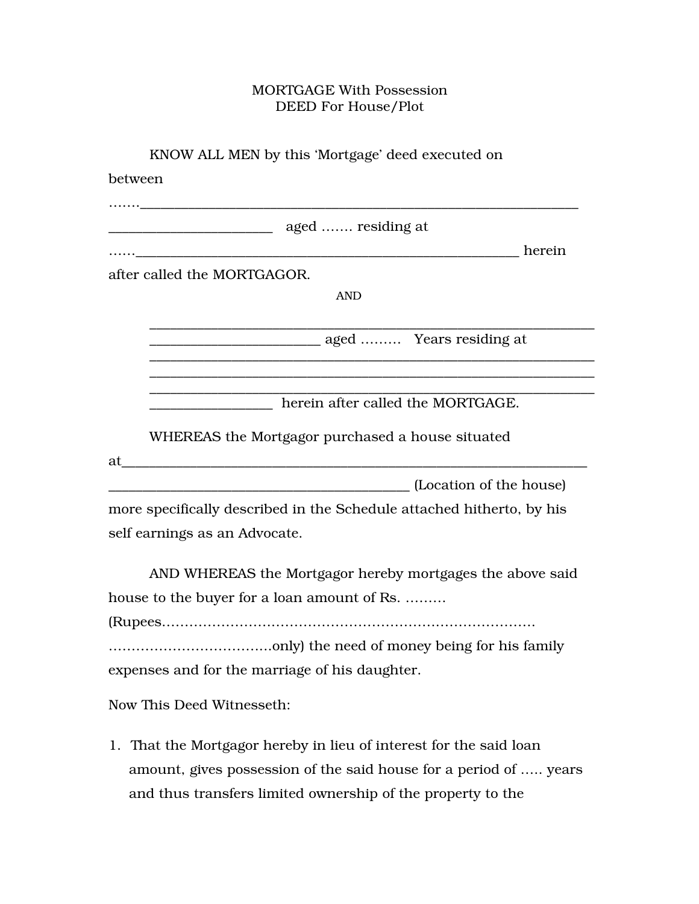MORTGAGE With Possession
DEED For House/Plot

KNOW ALL MEN by this 'Mortgage' deed executed on between

.......________________________________________________________________
______________________ aged ....... residing at
......_____________________________________________________ herein after called the MORTGAGOR.

AND

_______________________________________________________________
________________________ aged ......... Years residing at
_______________________________________________________________
_______________________________________________________________
_______________________________________________________________
_________________ herein after called the MORTGAGE.

WHEREAS the Mortgagor purchased a house situated at_________________________________________________________________
__________________________________________ (Location of the house) more specifically described in the Schedule attached hitherto, by his self earnings as an Advocate.

AND WHEREAS the Mortgagor hereby mortgages the above said house to the buyer for a loan amount of Rs. ......... (Rupees.............................................................................. ...................................only) the need of money being for his family expenses and for the marriage of his daughter.

Now This Deed Witnesseth:

1. That the Mortgagor hereby in lieu of interest for the said loan amount, gives possession of the said house for a period of ..... years and thus transfers limited ownership of the property to the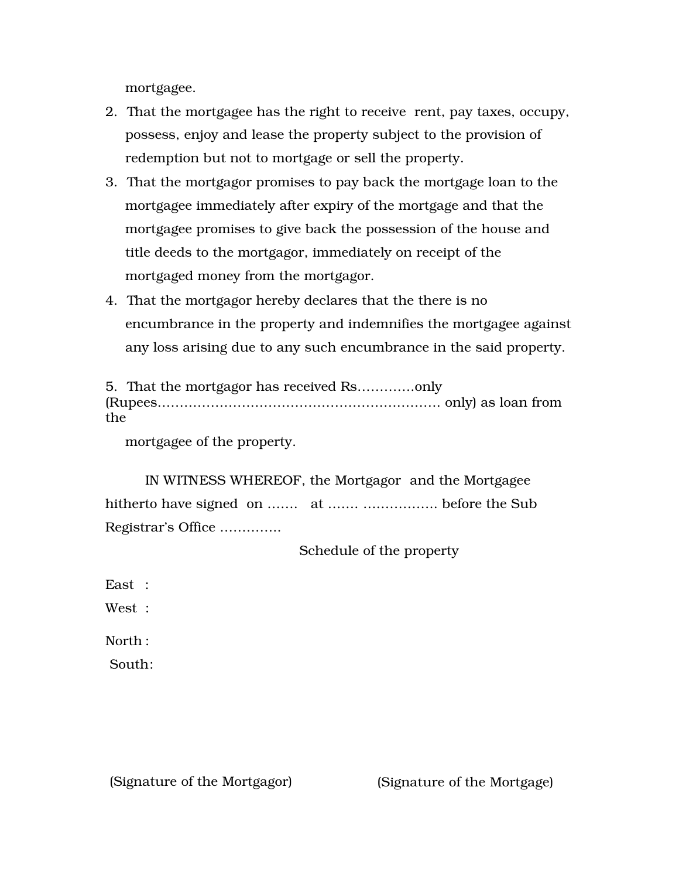mortgagee.

2. That the mortgagee has the right to receive rent, pay taxes, occupy, possess, enjoy and lease the property subject to the provision of redemption but not to mortgage or sell the property.
3. That the mortgagor promises to pay back the mortgage loan to the mortgagee immediately after expiry of the mortgage and that the mortgagee promises to give back the possession of the house and title deeds to the mortgagor, immediately on receipt of the mortgaged money from the mortgagor.
4. That the mortgagor hereby declares that the there is no encumbrance in the property and indemnifies the mortgagee against any loss arising due to any such encumbrance in the said property.
5. That the mortgagor has received Rs…………only (Rupees……………………………………………………… only) as loan from the mortgagee of the property.

IN WITNESS WHEREOF, the Mortgagor and the Mortgagee hitherto have signed on ……. at ……. …………….. before the Sub Registrar's Office …………..

Schedule of the property

East :

West :

North :

South:

(Signature of the Mortgagor) (Signature of the Mortgage)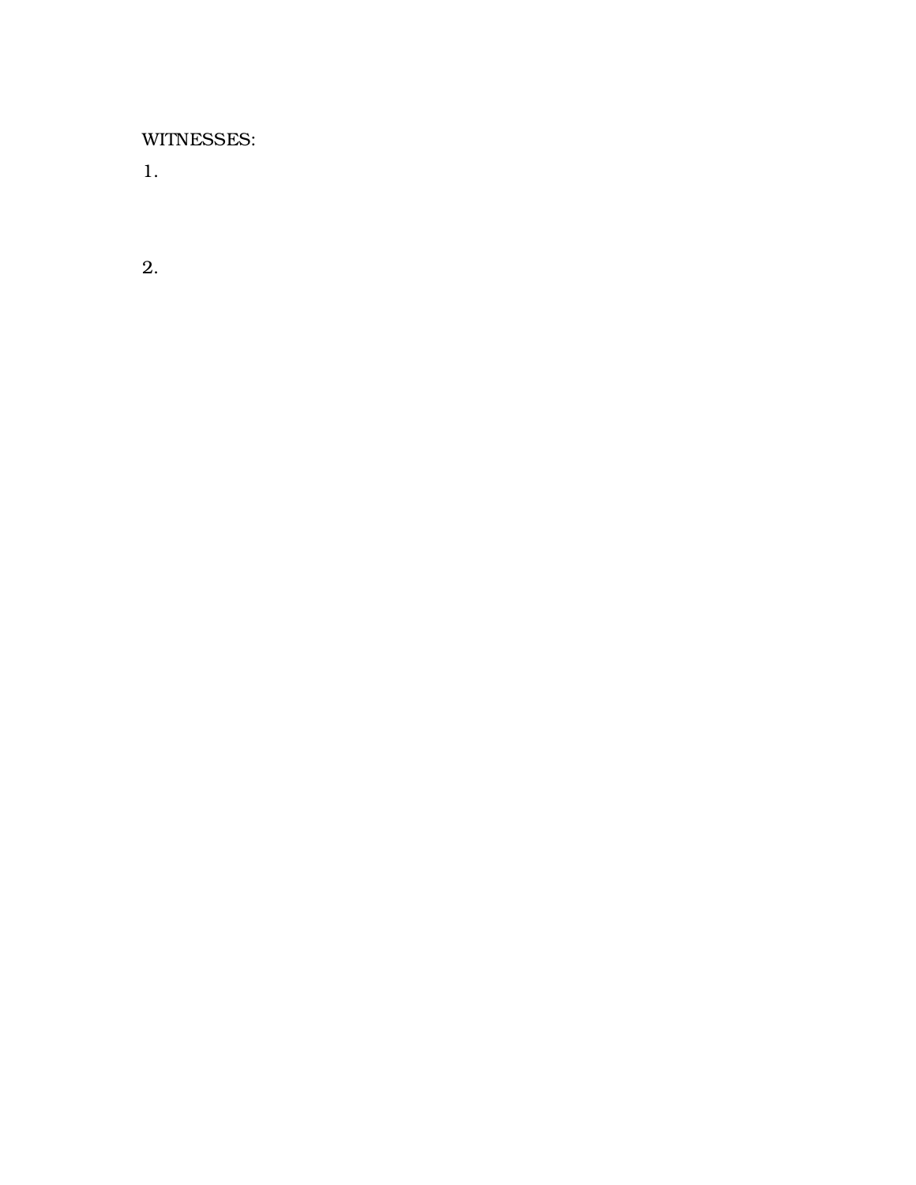WITNESSES:

1.

2.